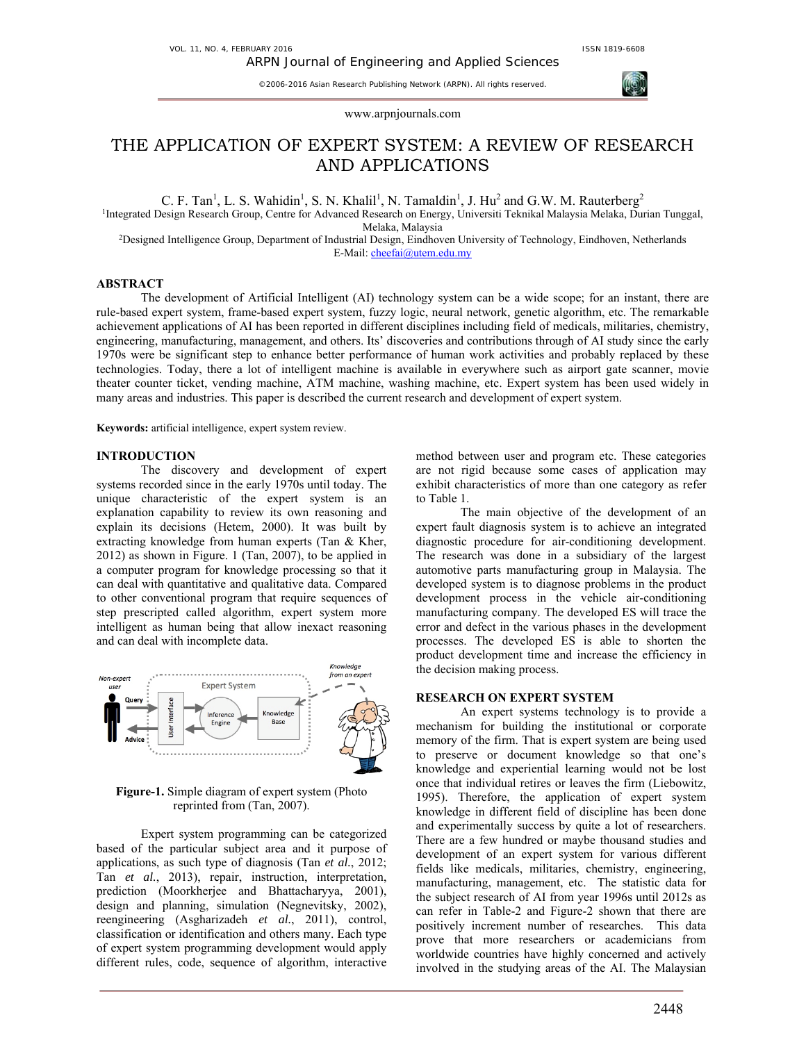# THE APPLICATION OF EXPERT SYSTEM: A REVIEW OF RESEARCH AND APPLICATIONS

C. F. Tan[1], L. S. Wahidin[1], S. N. Khalil[1], N. Tamaldin[1], J. Hu[2] and G.W. M. Rauterberg[2]

[1]Integrated Design Research Group, Centre for Advanced Research on Energy, Universiti Teknikal Malaysia Melaka, Durian Tunggal, Melaka, Malaysia

[2]Designed Intelligence Group, Department of Industrial Design, Eindhoven University of Technology, Eindhoven, Netherlands

E-Mail: cheefai@utem.edu.my

## ABSTRACT

The development of Artificial Intelligent (AI) technology system can be a wide scope; for an instant, there are rule-based expert system, frame-based expert system, fuzzy logic, neural network, genetic algorithm, etc. The remarkable achievement applications of AI has been reported in different disciplines including field of medicals, militaries, chemistry, engineering, manufacturing, management, and others. Its' discoveries and contributions through of AI study since the early 1970s were be significant step to enhance better performance of human work activities and probably replaced by these technologies. Today, there a lot of intelligent machine is available in everywhere such as airport gate scanner, movie theater counter ticket, vending machine, ATM machine, washing machine, etc. Expert system has been used widely in many areas and industries. This paper is described the current research and development of expert system.

**Keywords:** artificial intelligence, expert system review.

## INTRODUCTION

The discovery and development of expert systems recorded since in the early 1970s until today. The unique characteristic of the expert system is an explanation capability to review its own reasoning and explain its decisions (Hetem, 2000). It was built by extracting knowledge from human experts (Tan & Kher, 2012) as shown in Figure. 1 (Tan, 2007), to be applied in a computer program for knowledge processing so that it can deal with quantitative and qualitative data. Compared to other conventional program that require sequences of step prescripted called algorithm, expert system more intelligent as human being that allow inexact reasoning and can deal with incomplete data.

Non-expert user

Query

Advice

Expert System

User Interface

Inference Engine

Knowledge Base

Knowledge from an expert

**Figure-1.** Simple diagram of expert system (Photo reprinted from (Tan, 2007).

Expert system programming can be categorized based of the particular subject area and it purpose of applications, as such type of diagnosis (Tan *et al.*, 2012; Tan *et al.*, 2013), repair, instruction, interpretation, prediction (Moorkherjee and Bhattacharyya, 2001), design and planning, simulation (Negnevitsky, 2002), reengineering (Asgharizadeh *et al.*, 2011), control, classification or identification and others many. Each type of expert system programming development would apply different rules, code, sequence of algorithm, interactive method between user and program etc. These categories are not rigid because some cases of application may exhibit characteristics of more than one category as refer to Table 1.

The main objective of the development of an expert fault diagnosis system is to achieve an integrated diagnostic procedure for air-conditioning development. The research was done in a subsidiary of the largest automotive parts manufacturing group in Malaysia. The developed system is to diagnose problems in the product development process in the vehicle air-conditioning manufacturing company. The developed ES will trace the error and defect in the various phases in the development processes. The developed ES is able to shorten the product development time and increase the efficiency in the decision making process.

## RESEARCH ON EXPERT SYSTEM

An expert systems technology is to provide a mechanism for building the institutional or corporate memory of the firm. That is expert system are being used to preserve or document knowledge so that one's knowledge and experiential learning would not be lost once that individual retires or leaves the firm (Liebowitz, 1995). Therefore, the application of expert system knowledge in different field of discipline has been done and experimentally success by quite a lot of researchers. There are a few hundred or maybe thousand studies and development of an expert system for various different fields like medicals, militaries, chemistry, engineering, manufacturing, management, etc. The statistic data for the subject research of AI from year 1996s until 2012s as can refer in Table-2 and Figure-2 shown that there are positively increment number of researches. This data prove that more researchers or academicians from worldwide countries have highly concerned and actively involved in the studying areas of the AI. The Malaysian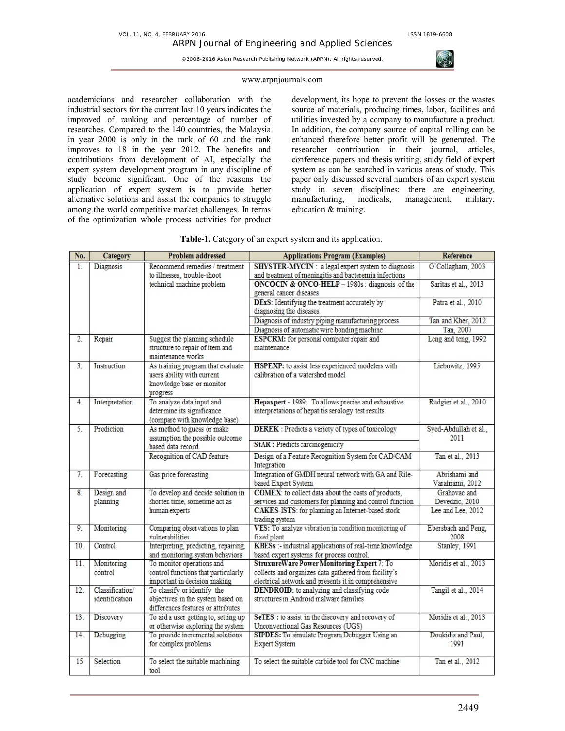academicians and researcher collaboration with the industrial sectors for the current last 10 years indicates the improved of ranking and percentage of number of researches. Compared to the 140 countries, the Malaysia in year 2000 is only in the rank of 60 and the rank improves to 18 in the year 2012. The benefits and contributions from development of AI, especially the expert system development program in any discipline of study become significant. One of the reasons the application of expert system is to provide better alternative solutions and assist the companies to struggle among the world competitive market challenges. In terms of the optimization whole process activities for product development, its hope to prevent the losses or the wastes source of materials, producing times, labor, facilities and utilities invested by a company to manufacture a product. In addition, the company source of capital rolling can be enhanced therefore better profit will be generated. The researcher contribution in their journal, articles, conference papers and thesis writing, study field of expert system as can be searched in various areas of study. This paper only discussed several numbers of an expert system study in seven disciplines; there are engineering, manufacturing, medicals, management, military, education & training.

**Table-1.** Category of an expert system and its application.

| No. | Category | Problem addressed | Applications Program (Examples) | Reference |
|---|---|---|---|---|
| 1. | Diagnosis | Recommend remedies / treatment to illnesses, trouble-shoot technical machine problem | **SHYSTER-MYCIN** : a legal expert system to diagnosis and treatment of meningitis and bacteremia infections | O'Collagham, 2003 |
| | | | **ONCOCIN & ONCO-HELP** – 1980s : diagnosis of the general cancer diseases | Saritas et al., 2013 |
| | | | **DExS**: Identifying the treatment accurately by diagnosing the diseases. | Patra et al., 2010 |
| | | | Diagnosis of industry piping manufacturing process | Tan and Kher, 2012 |
| | | | Diagnosis of automatic wire bonding machine | Tan, 2007 |
| 2. | Repair | Suggest the planning schedule structure to repair of item and maintenance works | **ESPCRM:** for personal computer repair and maintenance | Leng and teng, 1992 |
| 3. | Instruction | As training program that evaluate users ability with current knowledge base or monitor progress | **HSPEXP:** to assist less experienced modelers with calibration of a watershed model | Liebowitz, 1995 |
| 4. | Interpretation | To analyze data input and determine its significance (compare with knowledge base) | **Hepaxpert** - 1989: To allows precise and exhaustive interpretations of hepatitis serology test results | Rudgier et al., 2010 |
| 5. | Prediction | As method to guess or make assumption the possible outcome based data record. | **DEREK :** Predicts a variety of types of toxicology | Syed-Abdullah et al., 2011 |
| | | | **StAR :** Predicts carcinogenicity | |
| | | Recognition of CAD feature | Design of a Feature Recognition System for CAD/CAM Integration | Tan et al., 2013 |
| 7. | Forecasting | Gas price forecasting | Integration of GMDH neural network with GA and Rile-based Expert System | Abrishami and Varahrami, 2012 |
| 8. | Design and planning | To develop and decide solution in shorten time, sometime act as human experts | **COMEX**: to collect data about the costs of products, services and customers for planning and control function | Grahovac and Devedzic, 2010 |
| | | | **CAKES-ISTS**: for planning an Internet-based stock trading system | Lee and Lee, 2012 |
| 9. | Monitoring | Comparing observations to plan vulnerabilities | **VES:** To analyze vibration in condition monitoring of fixed plant | Ebersbach and Peng, 2008 |
| 10. | Control | Interpreting, predicting, repairing, and monitoring system behaviors | **KBESs** :- industrial applications of real-time knowledge based expert systems for process control. | Stanley, 1991 |
| 11. | Monitoring control | To monitor operations and control functions that particularly important in decision making | **StruxureWare Power Monitoring Expert** 7: To collects and organizes data gathered from facility's electrical network and presents it in comprehensive | Moridis et al., 2013 |
| 12. | Classification/ identification | To classify or identify the objectives in the system based on differences features or attributes | **DENDROID**: to analyzing and classifying code structures in Android malware families | Tangil et al., 2014 |
| 13. | Discovery | To aid a user getting to, setting up or otherwise exploring the system | **SeTES :** to assist in the discovery and recovery of Unconventional Gas Resources (UGS) | Moridis et al., 2013 |
| 14. | Debugging | To provide incremental solutions for complex problems | **SIPDES:** To simulate Program Debugger Using an Expert System | Doukidis and Paul, 1991 |
| 15 | Selection | To select the suitable machining tool | To select the suitable carbide tool for CNC machine | Tan et al., 2012 |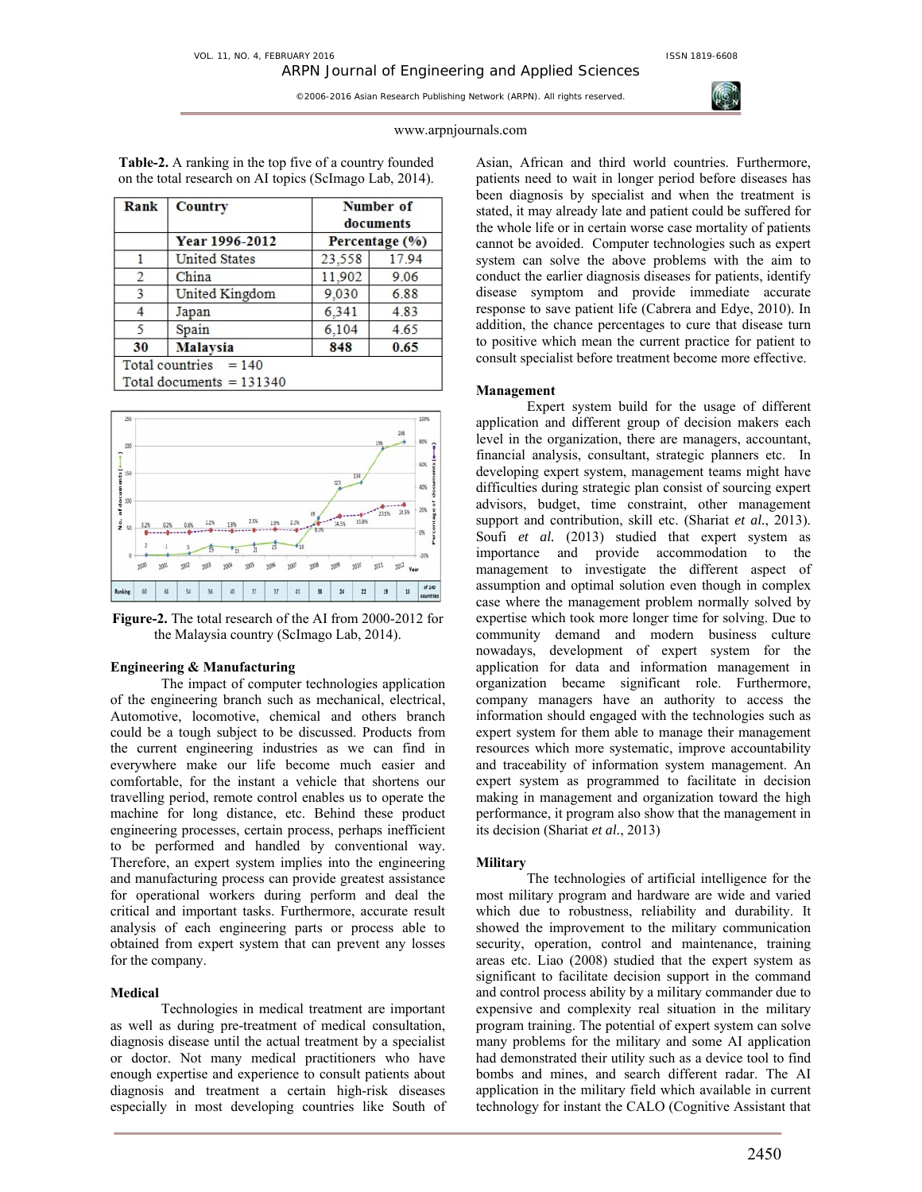**Table-2.** A ranking in the top five of a country founded on the total research on AI topics (SclImago Lab, 2014).

| Rank | Country | Number of documents | |
|---|---|---|---|
| | **Year 1996-2012** | **Percentage (%)** | |
| 1 | United States | 23,558 | 17.94 |
| 2 | China | 11,902 | 9.06 |
| 3 | United Kingdom | 9,030 | 6.88 |
| 4 | Japan | 6,341 | 4.83 |
| 5 | Spain | 6,104 | 4.65 |
| **30** | **Malaysia** | **848** | **0.65** |
| Total countries = 140 | | | |
| Total documents = 131340 | | | |

**Figure-2.** The total research of the AI from 2000-2012 for the Malaysia country (SclImago Lab, 2014).

**Engineering & Manufacturing**

The impact of computer technologies application of the engineering branch such as mechanical, electrical, Automotive, locomotive, chemical and others branch could be a tough subject to be discussed. Products from the current engineering industries as we can find in everywhere make our life become much easier and comfortable, for the instant a vehicle that shortens our travelling period, remote control enables us to operate the machine for long distance, etc. Behind these product engineering processes, certain process, perhaps inefficient to be performed and handled by conventional way. Therefore, an expert system implies into the engineering and manufacturing process can provide greatest assistance for operational workers during perform and deal the critical and important tasks. Furthermore, accurate result analysis of each engineering parts or process able to obtained from expert system that can prevent any losses for the company.

**Medical**

Technologies in medical treatment are important as well as during pre-treatment of medical consultation, diagnosis disease until the actual treatment by a specialist or doctor. Not many medical practitioners who have enough expertise and experience to consult patients about diagnosis and treatment a certain high-risk diseases especially in most developing countries like South of Asian, African and third world countries. Furthermore, patients need to wait in longer period before diseases has been diagnosis by specialist and when the treatment is stated, it may already late and patient could be suffered for the whole life or in certain worse case mortality of patients cannot be avoided. Computer technologies such as expert system can solve the above problems with the aim to conduct the earlier diagnosis diseases for patients, identify disease symptom and provide immediate accurate response to save patient life (Cabrera and Edye, 2010). In addition, the chance percentages to cure that disease turn to positive which mean the current practice for patient to consult specialist before treatment become more effective.

**Management**

Expert system build for the usage of different application and different group of decision makers each level in the organization, there are managers, accountant, financial analysis, consultant, strategic planners etc. In developing expert system, management teams might have difficulties during strategic plan consist of sourcing expert advisors, budget, time constraint, other management support and contribution, skill etc. (Shariat *et al*., 2013). Soufi *et al.* (2013) studied that expert system as importance and provide accommodation to the management to investigate the different aspect of assumption and optimal solution even though in complex case where the management problem normally solved by expertise which took more longer time for solving. Due to community demand and modern business culture nowadays, development of expert system for the application for data and information management in organization became significant role. Furthermore, company managers have an authority to access the information should engaged with the technologies such as expert system for them able to manage their management resources which more systematic, improve accountability and traceability of information system management. An expert system as programmed to facilitate in decision making in management and organization toward the high performance, it program also show that the management in its decision (Shariat *et al*., 2013)

**Military**

The technologies of artificial intelligence for the most military program and hardware are wide and varied which due to robustness, reliability and durability. It showed the improvement to the military communication security, operation, control and maintenance, training areas etc. Liao (2008) studied that the expert system as significant to facilitate decision support in the command and control process ability by a military commander due to expensive and complexity real situation in the military program training. The potential of expert system can solve many problems for the military and some AI application had demonstrated their utility such as a device tool to find bombs and mines, and search different radar. The AI application in the military field which available in current technology for instant the CALO (Cognitive Assistant that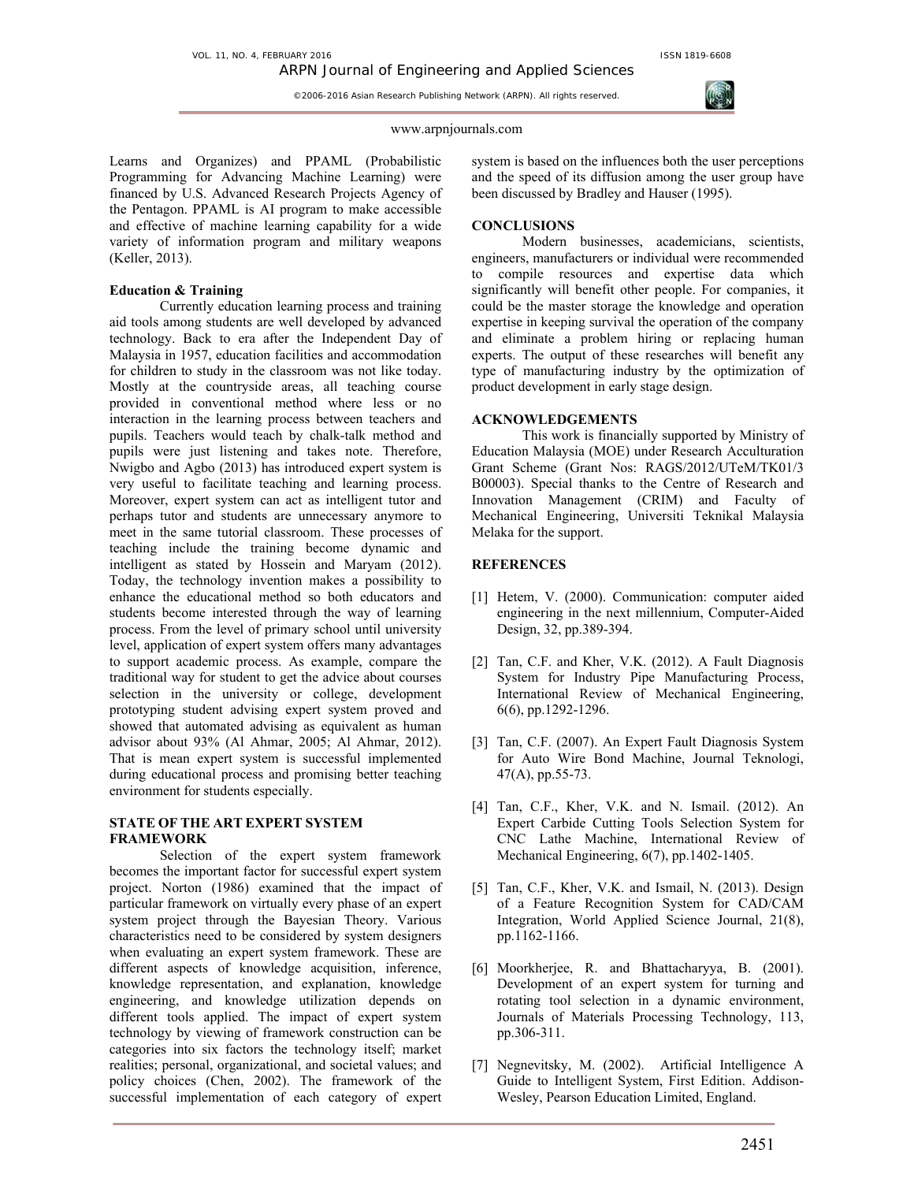Learns and Organizes) and PPAML (Probabilistic Programming for Advancing Machine Learning) were financed by U.S. Advanced Research Projects Agency of the Pentagon. PPAML is AI program to make accessible and effective of machine learning capability for a wide variety of information program and military weapons (Keller, 2013).

**Education & Training**

Currently education learning process and training aid tools among students are well developed by advanced technology. Back to era after the Independent Day of Malaysia in 1957, education facilities and accommodation for children to study in the classroom was not like today. Mostly at the countryside areas, all teaching course provided in conventional method where less or no interaction in the learning process between teachers and pupils. Teachers would teach by chalk-talk method and pupils were just listening and takes note. Therefore, Nwigbo and Agbo (2013) has introduced expert system is very useful to facilitate teaching and learning process. Moreover, expert system can act as intelligent tutor and perhaps tutor and students are unnecessary anymore to meet in the same tutorial classroom. These processes of teaching include the training become dynamic and intelligent as stated by Hossein and Maryam (2012). Today, the technology invention makes a possibility to enhance the educational method so both educators and students become interested through the way of learning process. From the level of primary school until university level, application of expert system offers many advantages to support academic process. As example, compare the traditional way for student to get the advice about courses selection in the university or college, development prototyping student advising expert system proved and showed that automated advising as equivalent as human advisor about 93% (Al Ahmar, 2005; Al Ahmar, 2012). That is mean expert system is successful implemented during educational process and promising better teaching environment for students especially.

## STATE OF THE ART EXPERT SYSTEM FRAMEWORK

Selection of the expert system framework becomes the important factor for successful expert system project. Norton (1986) examined that the impact of particular framework on virtually every phase of an expert system project through the Bayesian Theory. Various characteristics need to be considered by system designers when evaluating an expert system framework. These are different aspects of knowledge acquisition, inference, knowledge representation, and explanation, knowledge engineering, and knowledge utilization depends on different tools applied. The impact of expert system technology by viewing of framework construction can be categories into six factors the technology itself; market realities; personal, organizational, and societal values; and policy choices (Chen, 2002). The framework of the successful implementation of each category of expert system is based on the influences both the user perceptions and the speed of its diffusion among the user group have been discussed by Bradley and Hauser (1995).

## CONCLUSIONS

Modern businesses, academicians, scientists, engineers, manufacturers or individual were recommended to compile resources and expertise data which significantly will benefit other people. For companies, it could be the master storage the knowledge and operation expertise in keeping survival the operation of the company and eliminate a problem hiring or replacing human experts. The output of these researches will benefit any type of manufacturing industry by the optimization of product development in early stage design.

## ACKNOWLEDGEMENTS

This work is financially supported by Ministry of Education Malaysia (MOE) under Research Acculturation Grant Scheme (Grant Nos: RAGS/2012/UTeM/TK01/3 B00003). Special thanks to the Centre of Research and Innovation Management (CRIM) and Faculty of Mechanical Engineering, Universiti Teknikal Malaysia Melaka for the support.

## REFERENCES

[1] Hetem, V. (2000). Communication: computer aided engineering in the next millennium, Computer-Aided Design, 32, pp.389-394.

[2] Tan, C.F. and Kher, V.K. (2012). A Fault Diagnosis System for Industry Pipe Manufacturing Process, International Review of Mechanical Engineering, 6(6), pp.1292-1296.

[3] Tan, C.F. (2007). An Expert Fault Diagnosis System for Auto Wire Bond Machine, Journal Teknologi, 47(A), pp.55-73.

[4] Tan, C.F., Kher, V.K. and N. Ismail. (2012). An Expert Carbide Cutting Tools Selection System for CNC Lathe Machine, International Review of Mechanical Engineering, 6(7), pp.1402-1405.

[5] Tan, C.F., Kher, V.K. and Ismail, N. (2013). Design of a Feature Recognition System for CAD/CAM Integration, World Applied Science Journal, 21(8), pp.1162-1166.

[6] Moorkherjee, R. and Bhattacharyya, B. (2001). Development of an expert system for turning and rotating tool selection in a dynamic environment, Journals of Materials Processing Technology, 113, pp.306-311.

[7] Negnevitsky, M. (2002). Artificial Intelligence A Guide to Intelligent System, First Edition. Addison-Wesley, Pearson Education Limited, England.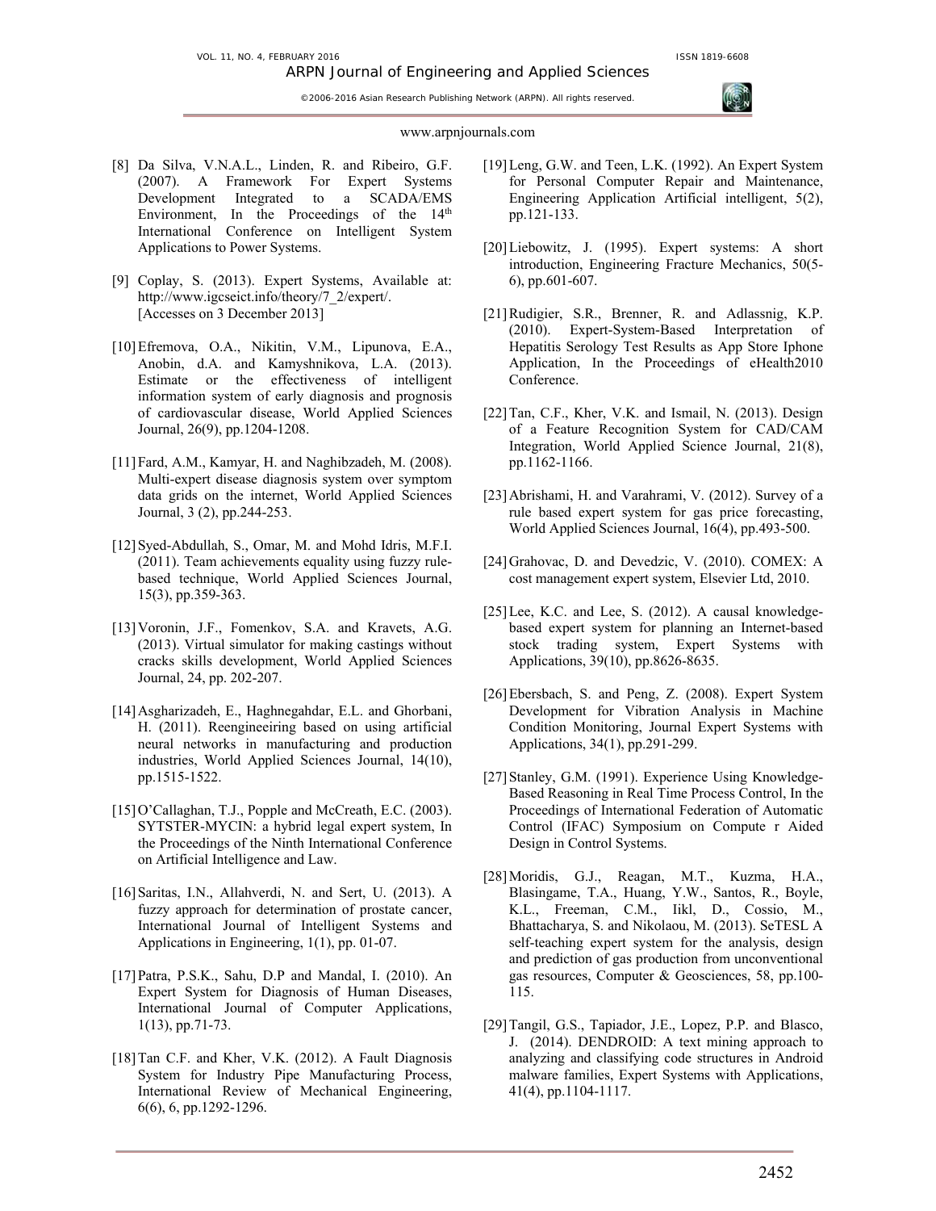[8] Da Silva, V.N.A.L., Linden, R. and Ribeiro, G.F. (2007). A Framework For Expert Systems Development Integrated to a SCADA/EMS Environment, In the Proceedings of the 14th International Conference on Intelligent System Applications to Power Systems.

[9] Coplay, S. (2013). Expert Systems, Available at: http://www.igcseict.info/theory/7_2/expert/. [Accesses on 3 December 2013]

[10] Efremova, O.A., Nikitin, V.M., Lipunova, E.A., Anobin, d.A. and Kamyshnikova, L.A. (2013). Estimate or the effectiveness of intelligent information system of early diagnosis and prognosis of cardiovascular disease, World Applied Sciences Journal, 26(9), pp.1204-1208.

[11] Fard, A.M., Kamyar, H. and Naghibzadeh, M. (2008). Multi-expert disease diagnosis system over symptom data grids on the internet, World Applied Sciences Journal, 3 (2), pp.244-253.

[12] Syed-Abdullah, S., Omar, M. and Mohd Idris, M.F.I. (2011). Team achievements equality using fuzzy rule-based technique, World Applied Sciences Journal, 15(3), pp.359-363.

[13] Voronin, J.F., Fomenkov, S.A. and Kravets, A.G. (2013). Virtual simulator for making castings without cracks skills development, World Applied Sciences Journal, 24, pp. 202-207.

[14] Asgharizadeh, E., Haghnegahdar, E.L. and Ghorbani, H. (2011). Reengineeiring based on using artificial neural networks in manufacturing and production industries, World Applied Sciences Journal, 14(10), pp.1515-1522.

[15] O'Callaghan, T.J., Popple and McCreath, E.C. (2003). SYTSTER-MYCIN: a hybrid legal expert system, In the Proceedings of the Ninth International Conference on Artificial Intelligence and Law.

[16] Saritas, I.N., Allahverdi, N. and Sert, U. (2013). A fuzzy approach for determination of prostate cancer, International Journal of Intelligent Systems and Applications in Engineering, 1(1), pp. 01-07.

[17] Patra, P.S.K., Sahu, D.P and Mandal, I. (2010). An Expert System for Diagnosis of Human Diseases, International Journal of Computer Applications, 1(13), pp.71-73.

[18] Tan C.F. and Kher, V.K. (2012). A Fault Diagnosis System for Industry Pipe Manufacturing Process, International Review of Mechanical Engineering, 6(6), 6, pp.1292-1296.

[19] Leng, G.W. and Teen, L.K. (1992). An Expert System for Personal Computer Repair and Maintenance, Engineering Application Artificial intelligent, 5(2), pp.121-133.

[20] Liebowitz, J. (1995). Expert systems: A short introduction, Engineering Fracture Mechanics, 50(5-6), pp.601-607.

[21] Rudigier, S.R., Brenner, R. and Adlassnig, K.P. (2010). Expert-System-Based Interpretation of Hepatitis Serology Test Results as App Store Iphone Application, In the Proceedings of eHealth2010 Conference.

[22] Tan, C.F., Kher, V.K. and Ismail, N. (2013). Design of a Feature Recognition System for CAD/CAM Integration, World Applied Science Journal, 21(8), pp.1162-1166.

[23] Abrishami, H. and Varahrami, V. (2012). Survey of a rule based expert system for gas price forecasting, World Applied Sciences Journal, 16(4), pp.493-500.

[24] Grahovac, D. and Devedzic, V. (2010). COMEX: A cost management expert system, Elsevier Ltd, 2010.

[25] Lee, K.C. and Lee, S. (2012). A causal knowledge-based expert system for planning an Internet-based stock trading system, Expert Systems with Applications, 39(10), pp.8626-8635.

[26] Ebersbach, S. and Peng, Z. (2008). Expert System Development for Vibration Analysis in Machine Condition Monitoring, Journal Expert Systems with Applications, 34(1), pp.291-299.

[27] Stanley, G.M. (1991). Experience Using Knowledge-Based Reasoning in Real Time Process Control, In the Proceedings of International Federation of Automatic Control (IFAC) Symposium on Compute r Aided Design in Control Systems.

[28] Moridis, G.J., Reagan, M.T., Kuzma, H.A., Blasingame, T.A., Huang, Y.W., Santos, R., Boyle, K.L., Freeman, C.M., Iikl, D., Cossio, M., Bhattacharya, S. and Nikolaou, M. (2013). SeTESL A self-teaching expert system for the analysis, design and prediction of gas production from unconventional gas resources, Computer & Geosciences, 58, pp.100-115.

[29] Tangil, G.S., Tapiador, J.E., Lopez, P.P. and Blasco, J. (2014). DENDROID: A text mining approach to analyzing and classifying code structures in Android malware families, Expert Systems with Applications, 41(4), pp.1104-1117.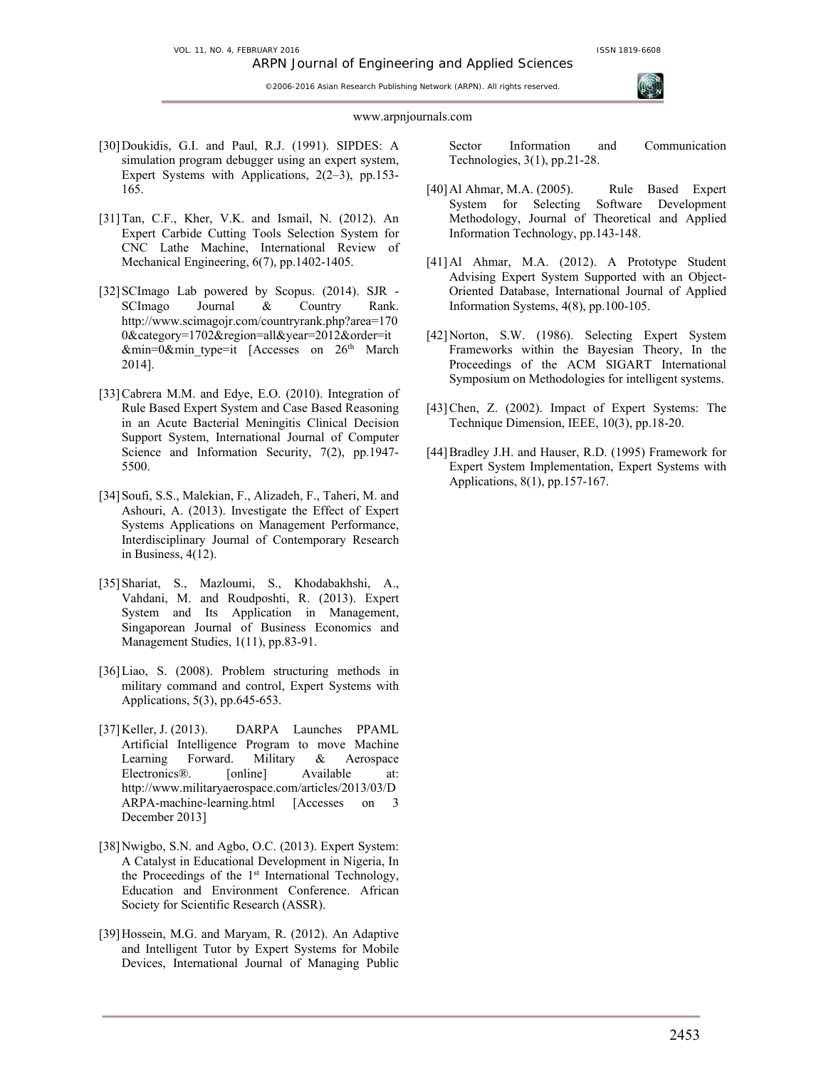[30] Doukidis, G.I. and Paul, R.J. (1991). SIPDES: A simulation program debugger using an expert system, Expert Systems with Applications, 2(2–3), pp.153-165.

[31] Tan, C.F., Kher, V.K. and Ismail, N. (2012). An Expert Carbide Cutting Tools Selection System for CNC Lathe Machine, International Review of Mechanical Engineering, 6(7), pp.1402-1405.

[32] SCImago Lab powered by Scopus. (2014). SJR - SCImago Journal & Country Rank. http://www.scimagojr.com/countryrank.php?area=1700&category=1702&region=all&year=2012&order=it&min=0&min_type=it [Accesses on 26th March 2014].

[33] Cabrera M.M. and Edye, E.O. (2010). Integration of Rule Based Expert System and Case Based Reasoning in an Acute Bacterial Meningitis Clinical Decision Support System, International Journal of Computer Science and Information Security, 7(2), pp.1947-5500.

[34] Soufi, S.S., Malekian, F., Alizadeh, F., Taheri, M. and Ashouri, A. (2013). Investigate the Effect of Expert Systems Applications on Management Performance, Interdisciplinary Journal of Contemporary Research in Business, 4(12).

[35] Shariat, S., Mazloumi, S., Khodabakhshi, A., Vahdani, M. and Roudposhti, R. (2013). Expert System and Its Application in Management, Singaporean Journal of Business Economics and Management Studies, 1(11), pp.83-91.

[36] Liao, S. (2008). Problem structuring methods in military command and control, Expert Systems with Applications, 5(3), pp.645-653.

[37] Keller, J. (2013). DARPA Launches PPAML Artificial Intelligence Program to move Machine Learning Forward. Military & Aerospace Electronics®. [online] Available at: http://www.militaryaerospace.com/articles/2013/03/DARPA-machine-learning.html [Accesses on 3 December 2013]

[38] Nwigbo, S.N. and Agbo, O.C. (2013). Expert System: A Catalyst in Educational Development in Nigeria, In the Proceedings of the 1st International Technology, Education and Environment Conference. African Society for Scientific Research (ASSR).

[39] Hossein, M.G. and Maryam, R. (2012). An Adaptive and Intelligent Tutor by Expert Systems for Mobile Devices, International Journal of Managing Public Sector Information and Communication Technologies, 3(1), pp.21-28.

[40] Al Ahmar, M.A. (2005). Rule Based Expert System for Selecting Software Development Methodology, Journal of Theoretical and Applied Information Technology, pp.143-148.

[41] Al Ahmar, M.A. (2012). A Prototype Student Advising Expert System Supported with an Object-Oriented Database, International Journal of Applied Information Systems, 4(8), pp.100-105.

[42] Norton, S.W. (1986). Selecting Expert System Frameworks within the Bayesian Theory, In the Proceedings of the ACM SIGART International Symposium on Methodologies for intelligent systems.

[43] Chen, Z. (2002). Impact of Expert Systems: The Technique Dimension, IEEE, 10(3), pp.18-20.

[44] Bradley J.H. and Hauser, R.D. (1995) Framework for Expert System Implementation, Expert Systems with Applications, 8(1), pp.157-167.